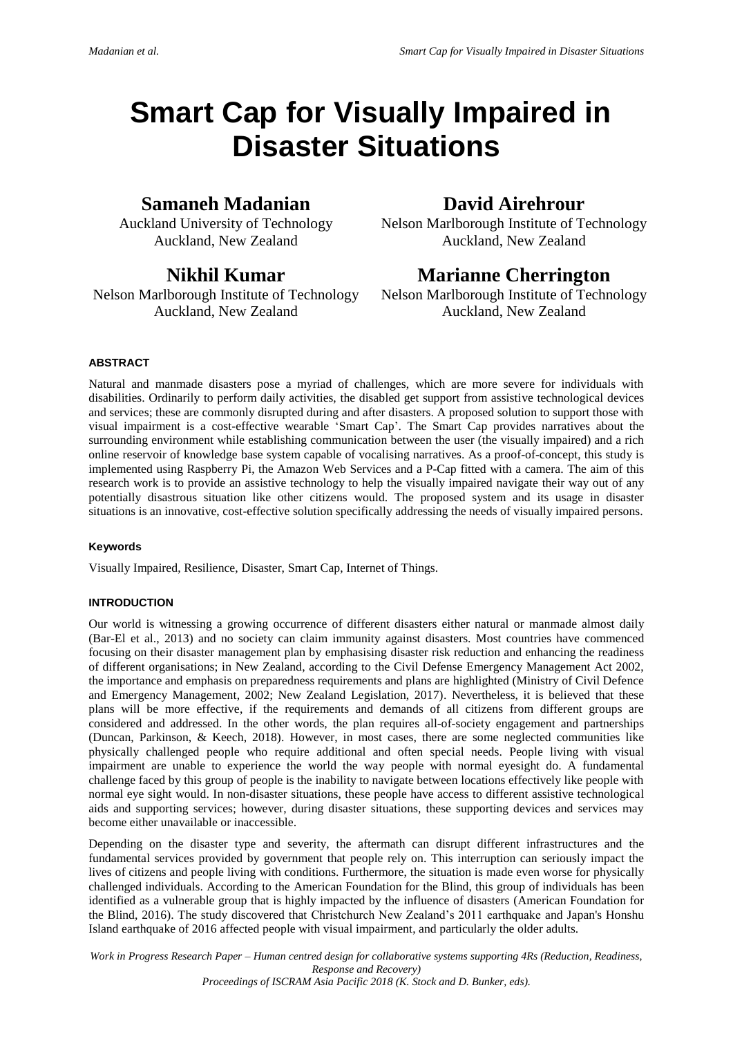# Smart Cap for Visually Impaired in Disaster Situations

**Samaneh Madanian**
Auckland University of Technology
Auckland, New Zealand

**David Airehrour**
Nelson Marlborough Institute of Technology
Auckland, New Zealand

**Nikhil Kumar**
Nelson Marlborough Institute of Technology
Auckland, New Zealand

**Marianne Cherrington**
Nelson Marlborough Institute of Technology
Auckland, New Zealand

## ABSTRACT

Natural and manmade disasters pose a myriad of challenges, which are more severe for individuals with disabilities. Ordinarily to perform daily activities, the disabled get support from assistive technological devices and services; these are commonly disrupted during and after disasters. A proposed solution to support those with visual impairment is a cost-effective wearable 'Smart Cap'. The Smart Cap provides narratives about the surrounding environment while establishing communication between the user (the visually impaired) and a rich online reservoir of knowledge base system capable of vocalising narratives. As a proof-of-concept, this study is implemented using Raspberry Pi, the Amazon Web Services and a P-Cap fitted with a camera. The aim of this research work is to provide an assistive technology to help the visually impaired navigate their way out of any potentially disastrous situation like other citizens would. The proposed system and its usage in disaster situations is an innovative, cost-effective solution specifically addressing the needs of visually impaired persons.

### Keywords

Visually Impaired, Resilience, Disaster, Smart Cap, Internet of Things.

## INTRODUCTION

Our world is witnessing a growing occurrence of different disasters either natural or manmade almost daily (Bar-El et al., 2013) and no society can claim immunity against disasters. Most countries have commenced focusing on their disaster management plan by emphasising disaster risk reduction and enhancing the readiness of different organisations; in New Zealand, according to the Civil Defense Emergency Management Act 2002, the importance and emphasis on preparedness requirements and plans are highlighted (Ministry of Civil Defence and Emergency Management, 2002; New Zealand Legislation, 2017). Nevertheless, it is believed that these plans will be more effective, if the requirements and demands of all citizens from different groups are considered and addressed. In the other words, the plan requires all-of-society engagement and partnerships (Duncan, Parkinson, & Keech, 2018). However, in most cases, there are some neglected communities like physically challenged people who require additional and often special needs. People living with visual impairment are unable to experience the world the way people with normal eyesight do. A fundamental challenge faced by this group of people is the inability to navigate between locations effectively like people with normal eye sight would. In non-disaster situations, these people have access to different assistive technological aids and supporting services; however, during disaster situations, these supporting devices and services may become either unavailable or inaccessible.

Depending on the disaster type and severity, the aftermath can disrupt different infrastructures and the fundamental services provided by government that people rely on. This interruption can seriously impact the lives of citizens and people living with conditions. Furthermore, the situation is made even worse for physically challenged individuals. According to the American Foundation for the Blind, this group of individuals has been identified as a vulnerable group that is highly impacted by the influence of disasters (American Foundation for the Blind, 2016). The study discovered that Christchurch New Zealand's 2011 earthquake and Japan's Honshu Island earthquake of 2016 affected people with visual impairment, and particularly the older adults.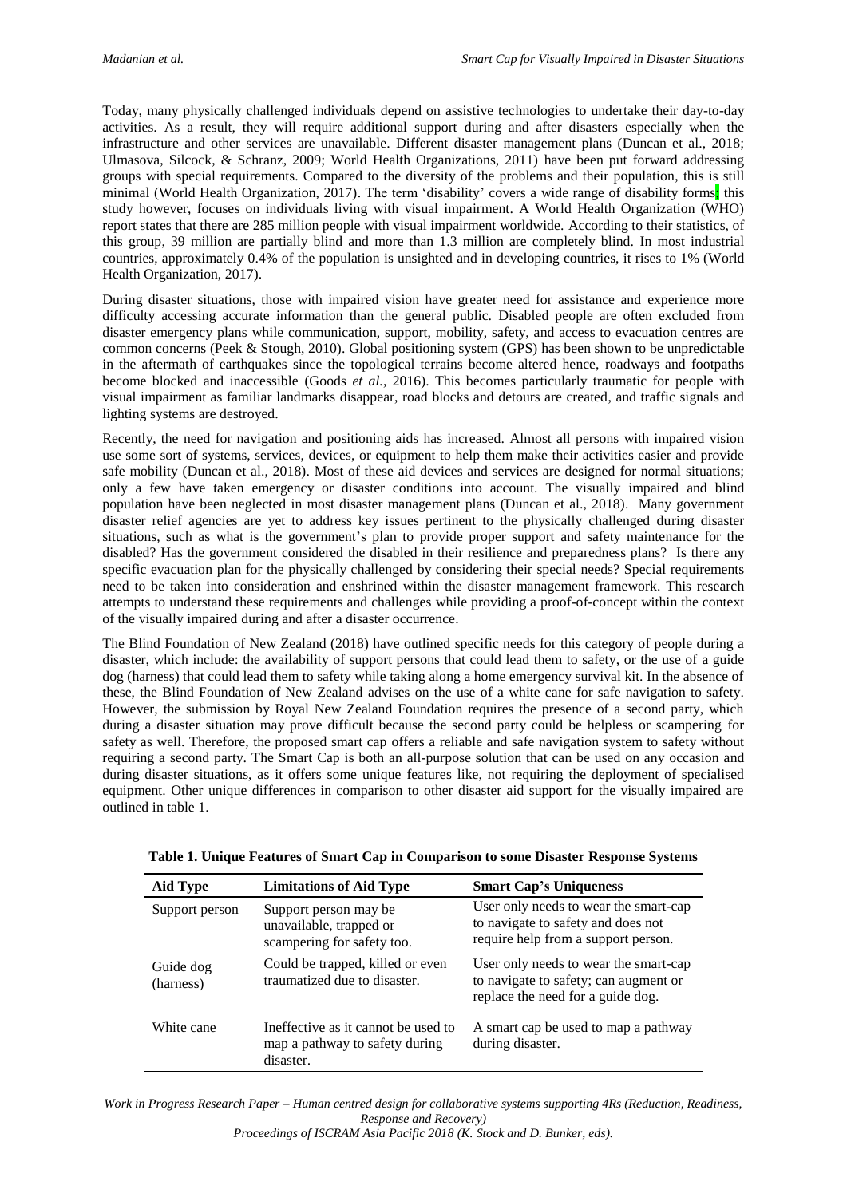Today, many physically challenged individuals depend on assistive technologies to undertake their day-to-day activities. As a result, they will require additional support during and after disasters especially when the infrastructure and other services are unavailable. Different disaster management plans (Duncan et al., 2018; Ulmasova, Silcock, & Schranz, 2009; World Health Organizations, 2011) have been put forward addressing groups with special requirements. Compared to the diversity of the problems and their population, this is still minimal (World Health Organization, 2017). The term 'disability' covers a wide range of disability forms; this study however, focuses on individuals living with visual impairment. A World Health Organization (WHO) report states that there are 285 million people with visual impairment worldwide. According to their statistics, of this group, 39 million are partially blind and more than 1.3 million are completely blind. In most industrial countries, approximately 0.4% of the population is unsighted and in developing countries, it rises to 1% (World Health Organization, 2017).

During disaster situations, those with impaired vision have greater need for assistance and experience more difficulty accessing accurate information than the general public. Disabled people are often excluded from disaster emergency plans while communication, support, mobility, safety, and access to evacuation centres are common concerns (Peek & Stough, 2010). Global positioning system (GPS) has been shown to be unpredictable in the aftermath of earthquakes since the topological terrains become altered hence, roadways and footpaths become blocked and inaccessible (Goods *et al.*, 2016). This becomes particularly traumatic for people with visual impairment as familiar landmarks disappear, road blocks and detours are created, and traffic signals and lighting systems are destroyed.

Recently, the need for navigation and positioning aids has increased. Almost all persons with impaired vision use some sort of systems, services, devices, or equipment to help them make their activities easier and provide safe mobility (Duncan et al., 2018). Most of these aid devices and services are designed for normal situations; only a few have taken emergency or disaster conditions into account. The visually impaired and blind population have been neglected in most disaster management plans (Duncan et al., 2018). Many government disaster relief agencies are yet to address key issues pertinent to the physically challenged during disaster situations, such as what is the government's plan to provide proper support and safety maintenance for the disabled? Has the government considered the disabled in their resilience and preparedness plans? Is there any specific evacuation plan for the physically challenged by considering their special needs? Special requirements need to be taken into consideration and enshrined within the disaster management framework. This research attempts to understand these requirements and challenges while providing a proof-of-concept within the context of the visually impaired during and after a disaster occurrence.

The Blind Foundation of New Zealand (2018) have outlined specific needs for this category of people during a disaster, which include: the availability of support persons that could lead them to safety, or the use of a guide dog (harness) that could lead them to safety while taking along a home emergency survival kit. In the absence of these, the Blind Foundation of New Zealand advises on the use of a white cane for safe navigation to safety. However, the submission by Royal New Zealand Foundation requires the presence of a second party, which during a disaster situation may prove difficult because the second party could be helpless or scampering for safety as well. Therefore, the proposed smart cap offers a reliable and safe navigation system to safety without requiring a second party. The Smart Cap is both an all-purpose solution that can be used on any occasion and during disaster situations, as it offers some unique features like, not requiring the deployment of specialised equipment. Other unique differences in comparison to other disaster aid support for the visually impaired are outlined in table 1.

**Table 1. Unique Features of Smart Cap in Comparison to some Disaster Response Systems**

| Aid Type | Limitations of Aid Type | Smart Cap's Uniqueness |
|---|---|---|
| Support person | Support person may be unavailable, trapped or scampering for safety too. | User only needs to wear the smart-cap to navigate to safety and does not require help from a support person. |
| Guide dog (harness) | Could be trapped, killed or even traumatized due to disaster. | User only needs to wear the smart-cap to navigate to safety; can augment or replace the need for a guide dog. |
| White cane | Ineffective as it cannot be used to map a pathway to safety during disaster. | A smart cap be used to map a pathway during disaster. |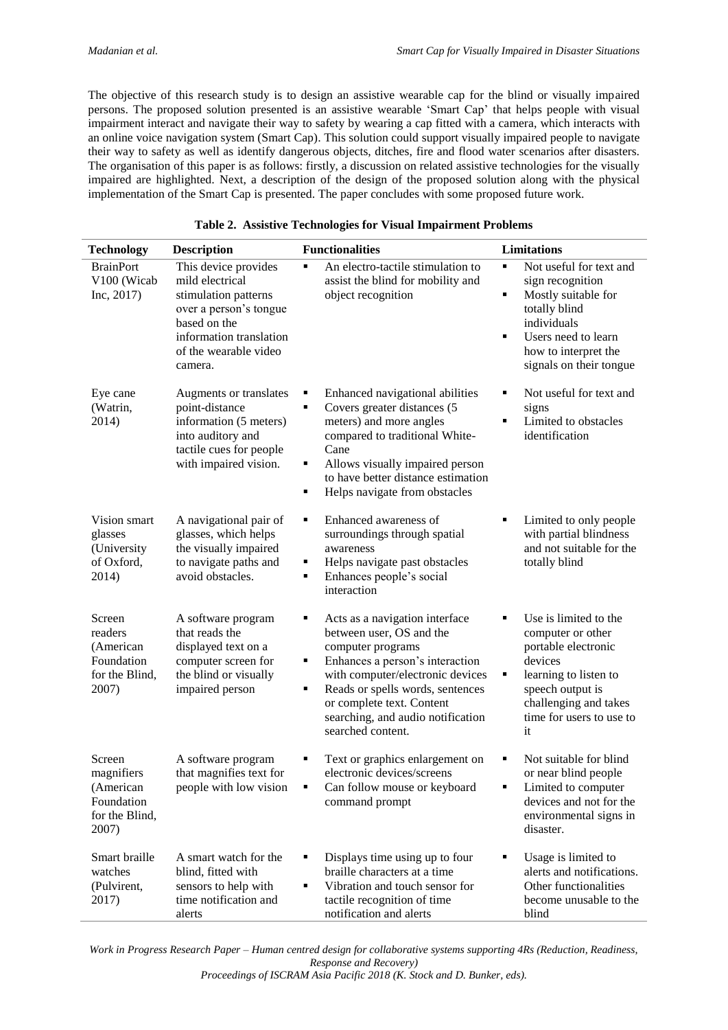The objective of this research study is to design an assistive wearable cap for the blind or visually impaired persons. The proposed solution presented is an assistive wearable 'Smart Cap' that helps people with visual impairment interact and navigate their way to safety by wearing a cap fitted with a camera, which interacts with an online voice navigation system (Smart Cap). This solution could support visually impaired people to navigate their way to safety as well as identify dangerous objects, ditches, fire and flood water scenarios after disasters. The organisation of this paper is as follows: firstly, a discussion on related assistive technologies for the visually impaired are highlighted. Next, a description of the design of the proposed solution along with the physical implementation of the Smart Cap is presented. The paper concludes with some proposed future work.

**Table 2. Assistive Technologies for Visual Impairment Problems**

| Technology | Description | Functionalities | Limitations |
|---|---|---|---|
| BrainPort V100 (Wicab Inc, 2017) | This device provides mild electrical stimulation patterns over a person's tongue based on the information translation of the wearable video camera. | ▪ An electro-tactile stimulation to assist the blind for mobility and object recognition | ▪ Not useful for text and sign recognition<br>▪ Mostly suitable for totally blind individuals<br>▪ Users need to learn how to interpret the signals on their tongue |
| Eye cane (Watrin, 2014) | Augments or translates point-distance information (5 meters) into auditory and tactile cues for people with impaired vision. | ▪ Enhanced navigational abilities<br>▪ Covers greater distances (5 meters) and more angles compared to traditional White-Cane<br>▪ Allows visually impaired person to have better distance estimation<br>▪ Helps navigate from obstacles | ▪ Not useful for text and signs<br>▪ Limited to obstacles identification |
| Vision smart glasses (University of Oxford, 2014) | A navigational pair of glasses, which helps the visually impaired to navigate paths and avoid obstacles. | ▪ Enhanced awareness of surroundings through spatial awareness<br>▪ Helps navigate past obstacles<br>▪ Enhances people's social interaction | ▪ Limited to only people with partial blindness and not suitable for the totally blind |
| Screen readers (American Foundation for the Blind, 2007) | A software program that reads the displayed text on a computer screen for the blind or visually impaired person | ▪ Acts as a navigation interface between user, OS and the computer programs<br>▪ Enhances a person's interaction with computer/electronic devices<br>▪ Reads or spells words, sentences or complete text. Content searching, and audio notification searched content. | ▪ Use is limited to the computer or other portable electronic devices<br>▪ learning to listen to speech output is challenging and takes time for users to use to it |
| Screen magnifiers (American Foundation for the Blind, 2007) | A software program that magnifies text for people with low vision | ▪ Text or graphics enlargement on electronic devices/screens<br>▪ Can follow mouse or keyboard command prompt | ▪ Not suitable for blind or near blind people<br>▪ Limited to computer devices and not for the environmental signs in disaster. |
| Smart braille watches (Pulvirent, 2017) | A smart watch for the blind, fitted with sensors to help with time notification and alerts | ▪ Displays time using up to four braille characters at a time<br>▪ Vibration and touch sensor for tactile recognition of time notification and alerts | ▪ Usage is limited to alerts and notifications. Other functionalities become unusable to the blind |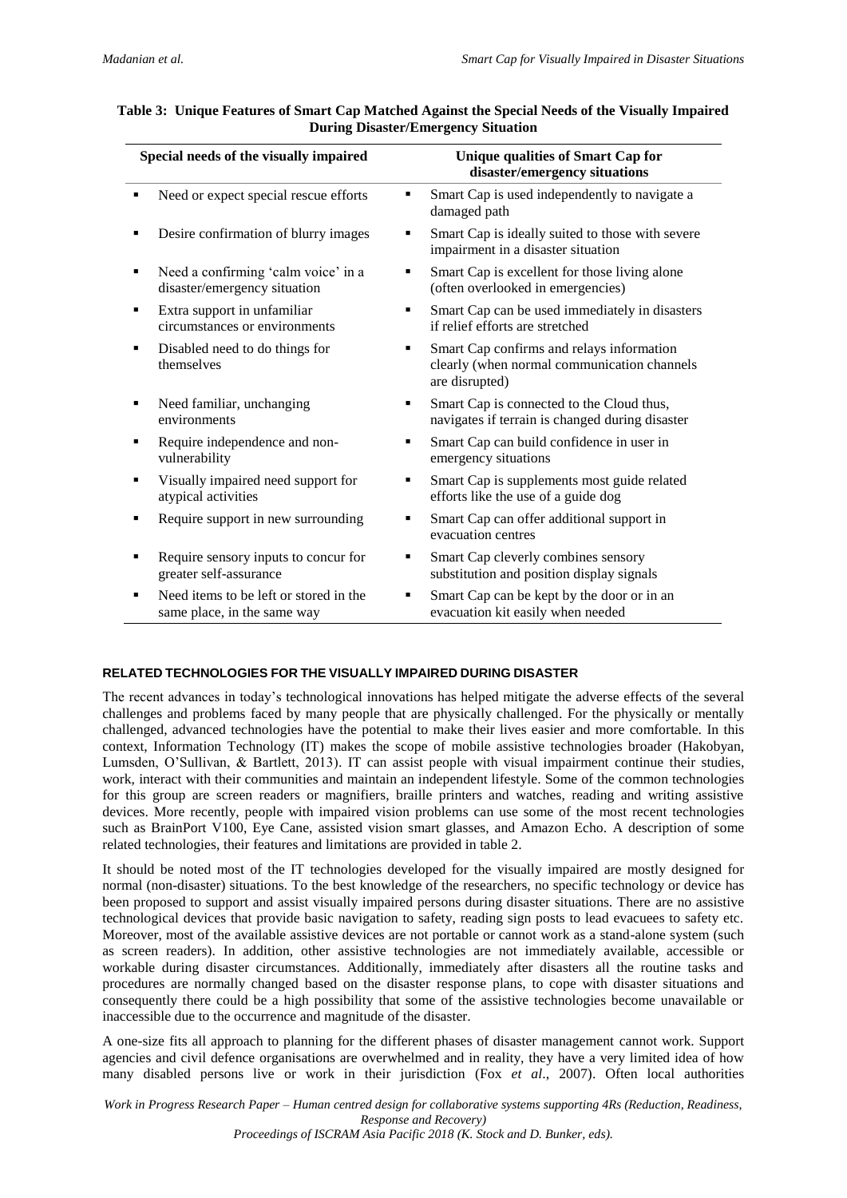**Table 3: Unique Features of Smart Cap Matched Against the Special Needs of the Visually Impaired During Disaster/Emergency Situation**

| Special needs of the visually impaired | Unique qualities of Smart Cap for disaster/emergency situations |
|---|---|
| ▪ Need or expect special rescue efforts | ▪ Smart Cap is used independently to navigate a damaged path |
| ▪ Desire confirmation of blurry images | ▪ Smart Cap is ideally suited to those with severe impairment in a disaster situation |
| ▪ Need a confirming 'calm voice' in a disaster/emergency situation | ▪ Smart Cap is excellent for those living alone (often overlooked in emergencies) |
| ▪ Extra support in unfamiliar circumstances or environments | ▪ Smart Cap can be used immediately in disasters if relief efforts are stretched |
| ▪ Disabled need to do things for themselves | ▪ Smart Cap confirms and relays information clearly (when normal communication channels are disrupted) |
| ▪ Need familiar, unchanging environments | ▪ Smart Cap is connected to the Cloud thus, navigates if terrain is changed during disaster |
| ▪ Require independence and non-vulnerability | ▪ Smart Cap can build confidence in user in emergency situations |
| ▪ Visually impaired need support for atypical activities | ▪ Smart Cap is supplements most guide related efforts like the use of a guide dog |
| ▪ Require support in new surrounding | ▪ Smart Cap can offer additional support in evacuation centres |
| ▪ Require sensory inputs to concur for greater self-assurance | ▪ Smart Cap cleverly combines sensory substitution and position display signals |
| ▪ Need items to be left or stored in the same place, in the same way | ▪ Smart Cap can be kept by the door or in an evacuation kit easily when needed |

## RELATED TECHNOLOGIES FOR THE VISUALLY IMPAIRED DURING DISASTER

The recent advances in today's technological innovations has helped mitigate the adverse effects of the several challenges and problems faced by many people that are physically challenged. For the physically or mentally challenged, advanced technologies have the potential to make their lives easier and more comfortable. In this context, Information Technology (IT) makes the scope of mobile assistive technologies broader (Hakobyan, Lumsden, O'Sullivan, & Bartlett, 2013). IT can assist people with visual impairment continue their studies, work, interact with their communities and maintain an independent lifestyle. Some of the common technologies for this group are screen readers or magnifiers, braille printers and watches, reading and writing assistive devices. More recently, people with impaired vision problems can use some of the most recent technologies such as BrainPort V100, Eye Cane, assisted vision smart glasses, and Amazon Echo. A description of some related technologies, their features and limitations are provided in table 2.

It should be noted most of the IT technologies developed for the visually impaired are mostly designed for normal (non-disaster) situations. To the best knowledge of the researchers, no specific technology or device has been proposed to support and assist visually impaired persons during disaster situations. There are no assistive technological devices that provide basic navigation to safety, reading sign posts to lead evacuees to safety etc. Moreover, most of the available assistive devices are not portable or cannot work as a stand-alone system (such as screen readers). In addition, other assistive technologies are not immediately available, accessible or workable during disaster circumstances. Additionally, immediately after disasters all the routine tasks and procedures are normally changed based on the disaster response plans, to cope with disaster situations and consequently there could be a high possibility that some of the assistive technologies become unavailable or inaccessible due to the occurrence and magnitude of the disaster.

A one-size fits all approach to planning for the different phases of disaster management cannot work. Support agencies and civil defence organisations are overwhelmed and in reality, they have a very limited idea of how many disabled persons live or work in their jurisdiction (Fox *et al*., 2007). Often local authorities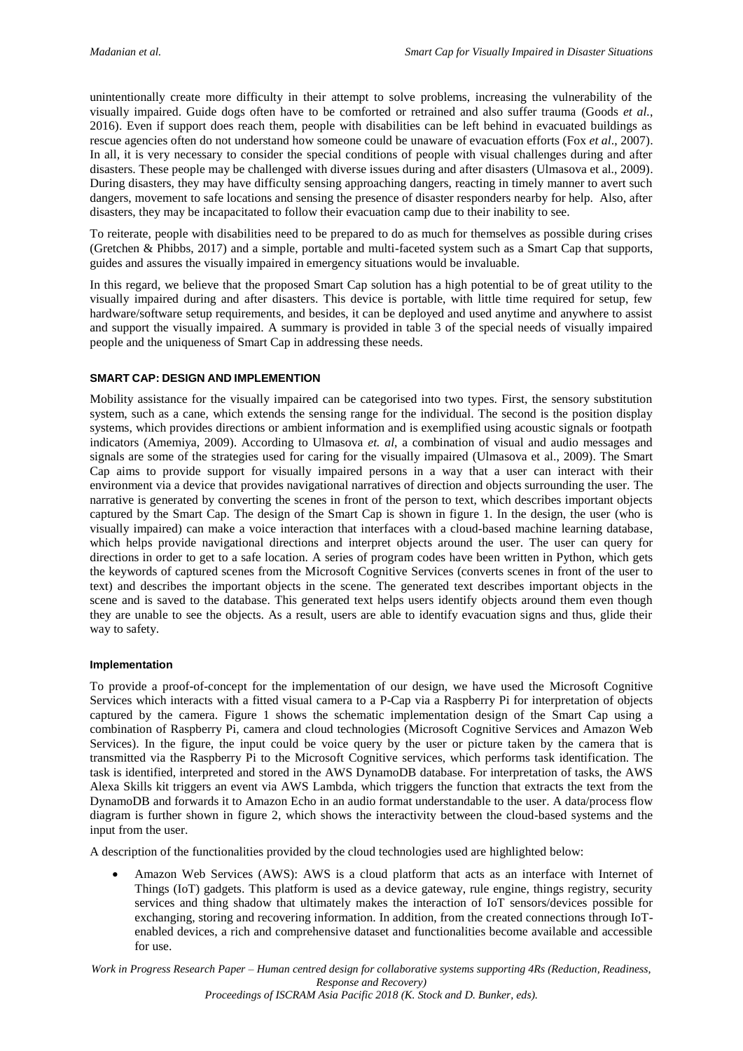unintentionally create more difficulty in their attempt to solve problems, increasing the vulnerability of the visually impaired. Guide dogs often have to be comforted or retrained and also suffer trauma (Goods *et al.*, 2016). Even if support does reach them, people with disabilities can be left behind in evacuated buildings as rescue agencies often do not understand how someone could be unaware of evacuation efforts (Fox *et al*., 2007). In all, it is very necessary to consider the special conditions of people with visual challenges during and after disasters. These people may be challenged with diverse issues during and after disasters (Ulmasova et al., 2009). During disasters, they may have difficulty sensing approaching dangers, reacting in timely manner to avert such dangers, movement to safe locations and sensing the presence of disaster responders nearby for help. Also, after disasters, they may be incapacitated to follow their evacuation camp due to their inability to see.

To reiterate, people with disabilities need to be prepared to do as much for themselves as possible during crises (Gretchen & Phibbs, 2017) and a simple, portable and multi-faceted system such as a Smart Cap that supports, guides and assures the visually impaired in emergency situations would be invaluable.

In this regard, we believe that the proposed Smart Cap solution has a high potential to be of great utility to the visually impaired during and after disasters. This device is portable, with little time required for setup, few hardware/software setup requirements, and besides, it can be deployed and used anytime and anywhere to assist and support the visually impaired. A summary is provided in table 3 of the special needs of visually impaired people and the uniqueness of Smart Cap in addressing these needs.

## SMART CAP: DESIGN AND IMPLEMENTION

Mobility assistance for the visually impaired can be categorised into two types. First, the sensory substitution system, such as a cane, which extends the sensing range for the individual. The second is the position display systems, which provides directions or ambient information and is exemplified using acoustic signals or footpath indicators (Amemiya, 2009). According to Ulmasova *et. al*, a combination of visual and audio messages and signals are some of the strategies used for caring for the visually impaired (Ulmasova et al., 2009). The Smart Cap aims to provide support for visually impaired persons in a way that a user can interact with their environment via a device that provides navigational narratives of direction and objects surrounding the user. The narrative is generated by converting the scenes in front of the person to text, which describes important objects captured by the Smart Cap. The design of the Smart Cap is shown in figure 1. In the design, the user (who is visually impaired) can make a voice interaction that interfaces with a cloud-based machine learning database, which helps provide navigational directions and interpret objects around the user. The user can query for directions in order to get to a safe location. A series of program codes have been written in Python, which gets the keywords of captured scenes from the Microsoft Cognitive Services (converts scenes in front of the user to text) and describes the important objects in the scene. The generated text describes important objects in the scene and is saved to the database. This generated text helps users identify objects around them even though they are unable to see the objects. As a result, users are able to identify evacuation signs and thus, glide their way to safety.

### Implementation

To provide a proof-of-concept for the implementation of our design, we have used the Microsoft Cognitive Services which interacts with a fitted visual camera to a P-Cap via a Raspberry Pi for interpretation of objects captured by the camera. Figure 1 shows the schematic implementation design of the Smart Cap using a combination of Raspberry Pi, camera and cloud technologies (Microsoft Cognitive Services and Amazon Web Services). In the figure, the input could be voice query by the user or picture taken by the camera that is transmitted via the Raspberry Pi to the Microsoft Cognitive services, which performs task identification. The task is identified, interpreted and stored in the AWS DynamoDB database. For interpretation of tasks, the AWS Alexa Skills kit triggers an event via AWS Lambda, which triggers the function that extracts the text from the DynamoDB and forwards it to Amazon Echo in an audio format understandable to the user. A data/process flow diagram is further shown in figure 2, which shows the interactivity between the cloud-based systems and the input from the user.

A description of the functionalities provided by the cloud technologies used are highlighted below:

- Amazon Web Services (AWS): AWS is a cloud platform that acts as an interface with Internet of Things (IoT) gadgets. This platform is used as a device gateway, rule engine, things registry, security services and thing shadow that ultimately makes the interaction of IoT sensors/devices possible for exchanging, storing and recovering information. In addition, from the created connections through IoT-enabled devices, a rich and comprehensive dataset and functionalities become available and accessible for use.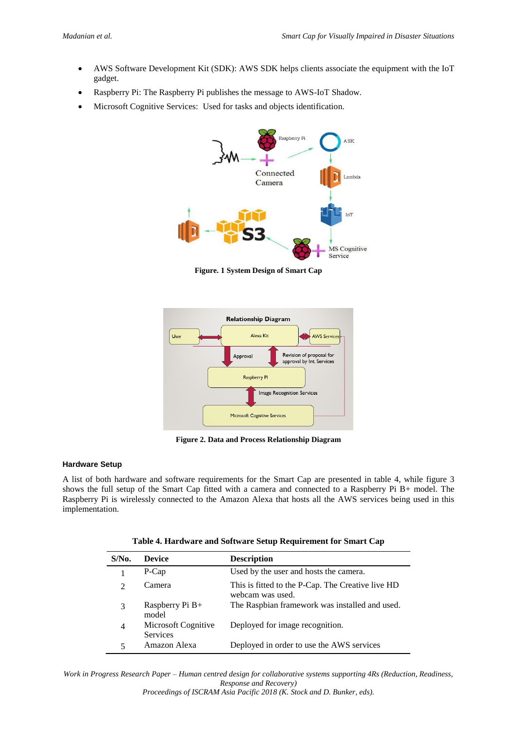- AWS Software Development Kit (SDK): AWS SDK helps clients associate the equipment with the IoT gadget.
- Raspberry Pi: The Raspberry Pi publishes the message to AWS-IoT Shadow.
- Microsoft Cognitive Services: Used for tasks and objects identification.

**Figure. 1 System Design of Smart Cap**

**Figure 2. Data and Process Relationship Diagram**

### Hardware Setup

A list of both hardware and software requirements for the Smart Cap are presented in table 4, while figure 3 shows the full setup of the Smart Cap fitted with a camera and connected to a Raspberry Pi B+ model. The Raspberry Pi is wirelessly connected to the Amazon Alexa that hosts all the AWS services being used in this implementation.

**Table 4. Hardware and Software Setup Requirement for Smart Cap**

| S/No. | Device | Description |
|---|---|---|
| 1 | P-Cap | Used by the user and hosts the camera. |
| 2 | Camera | This is fitted to the P-Cap. The Creative live HD webcam was used. |
| 3 | Raspberry Pi B+ model | The Raspbian framework was installed and used. |
| 4 | Microsoft Cognitive Services | Deployed for image recognition. |
| 5 | Amazon Alexa | Deployed in order to use the AWS services |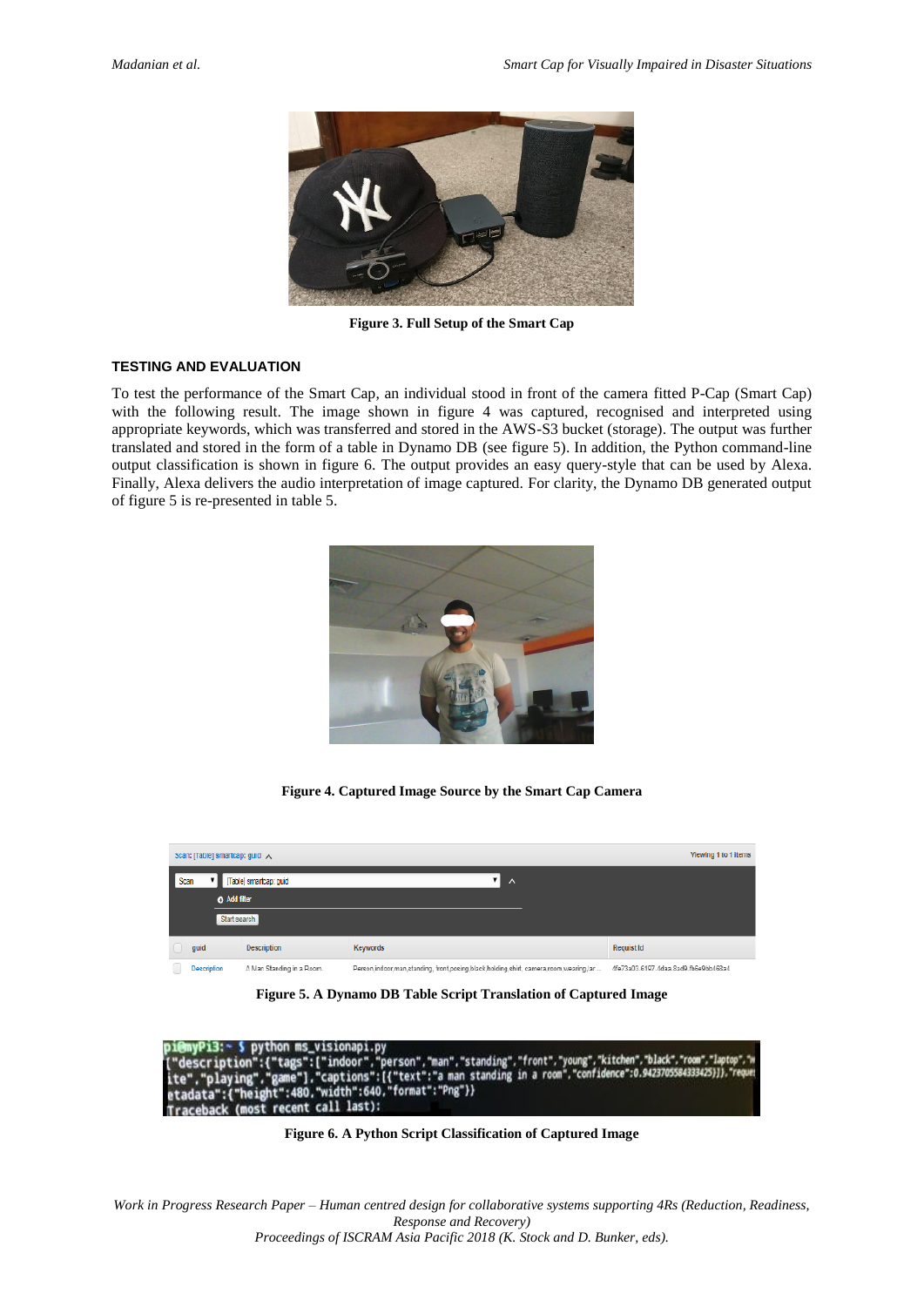Figure 3. Full Setup of the Smart Cap

## TESTING AND EVALUATION

To test the performance of the Smart Cap, an individual stood in front of the camera fitted P-Cap (Smart Cap) with the following result. The image shown in figure 4 was captured, recognised and interpreted using appropriate keywords, which was transferred and stored in the AWS-S3 bucket (storage). The output was further translated and stored in the form of a table in Dynamo DB (see figure 5). In addition, the Python command-line output classification is shown in figure 6. The output provides an easy query-style that can be used by Alexa. Finally, Alexa delivers the audio interpretation of image captured. For clarity, the Dynamo DB generated output of figure 5 is re-presented in table 5.

Figure 4. Captured Image Source by the Smart Cap Camera

Figure 5. A Dynamo DB Table Script Translation of Captured Image

Figure 6. A Python Script Classification of Captured Image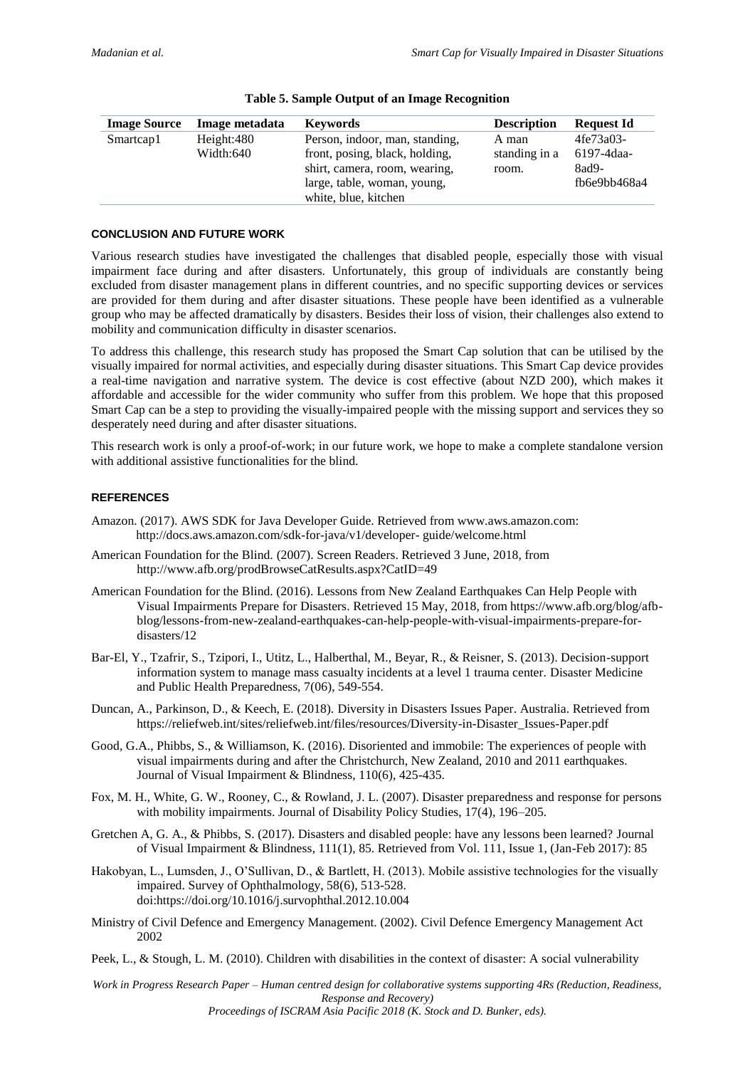**Table 5. Sample Output of an Image Recognition**

| Image Source | Image metadata | Keywords | Description | Request Id |
|---|---|---|---|---|
| Smartcap1 | Height:480 Width:640 | Person, indoor, man, standing, front, posing, black, holding, shirt, camera, room, wearing, large, table, woman, young, white, blue, kitchen | A man standing in a room. | 4fe73a03-6197-4daa-8ad9-fb6e9bb468a4 |

## CONCLUSION AND FUTURE WORK

Various research studies have investigated the challenges that disabled people, especially those with visual impairment face during and after disasters. Unfortunately, this group of individuals are constantly being excluded from disaster management plans in different countries, and no specific supporting devices or services are provided for them during and after disaster situations. These people have been identified as a vulnerable group who may be affected dramatically by disasters. Besides their loss of vision, their challenges also extend to mobility and communication difficulty in disaster scenarios.

To address this challenge, this research study has proposed the Smart Cap solution that can be utilised by the visually impaired for normal activities, and especially during disaster situations. This Smart Cap device provides a real-time navigation and narrative system. The device is cost effective (about NZD 200), which makes it affordable and accessible for the wider community who suffer from this problem. We hope that this proposed Smart Cap can be a step to providing the visually-impaired people with the missing support and services they so desperately need during and after disaster situations.

This research work is only a proof-of-work; in our future work, we hope to make a complete standalone version with additional assistive functionalities for the blind.

## REFERENCES

Amazon. (2017). AWS SDK for Java Developer Guide. Retrieved from www.aws.amazon.com: http://docs.aws.amazon.com/sdk-for-java/v1/developer- guide/welcome.html

American Foundation for the Blind. (2007). Screen Readers. Retrieved 3 June, 2018, from http://www.afb.org/prodBrowseCatResults.aspx?CatID=49

American Foundation for the Blind. (2016). Lessons from New Zealand Earthquakes Can Help People with Visual Impairments Prepare for Disasters. Retrieved 15 May, 2018, from https://www.afb.org/blog/afb-blog/lessons-from-new-zealand-earthquakes-can-help-people-with-visual-impairments-prepare-for-disasters/12

Bar-El, Y., Tzafrir, S., Tzipori, I., Utitz, L., Halberthal, M., Beyar, R., & Reisner, S. (2013). Decision-support information system to manage mass casualty incidents at a level 1 trauma center. Disaster Medicine and Public Health Preparedness, 7(06), 549-554.

Duncan, A., Parkinson, D., & Keech, E. (2018). Diversity in Disasters Issues Paper. Australia. Retrieved from https://reliefweb.int/sites/reliefweb.int/files/resources/Diversity-in-Disaster_Issues-Paper.pdf

Good, G.A., Phibbs, S., & Williamson, K. (2016). Disoriented and immobile: The experiences of people with visual impairments during and after the Christchurch, New Zealand, 2010 and 2011 earthquakes. Journal of Visual Impairment & Blindness, 110(6), 425-435.

Fox, M. H., White, G. W., Rooney, C., & Rowland, J. L. (2007). Disaster preparedness and response for persons with mobility impairments. Journal of Disability Policy Studies, 17(4), 196–205.

Gretchen A, G. A., & Phibbs, S. (2017). Disasters and disabled people: have any lessons been learned? Journal of Visual Impairment & Blindness, 111(1), 85. Retrieved from Vol. 111, Issue 1, (Jan-Feb 2017): 85

Hakobyan, L., Lumsden, J., O'Sullivan, D., & Bartlett, H. (2013). Mobile assistive technologies for the visually impaired. Survey of Ophthalmology, 58(6), 513-528. doi:https://doi.org/10.1016/j.survophthal.2012.10.004

Ministry of Civil Defence and Emergency Management. (2002). Civil Defence Emergency Management Act 2002

Peek, L., & Stough, L. M. (2010). Children with disabilities in the context of disaster: A social vulnerability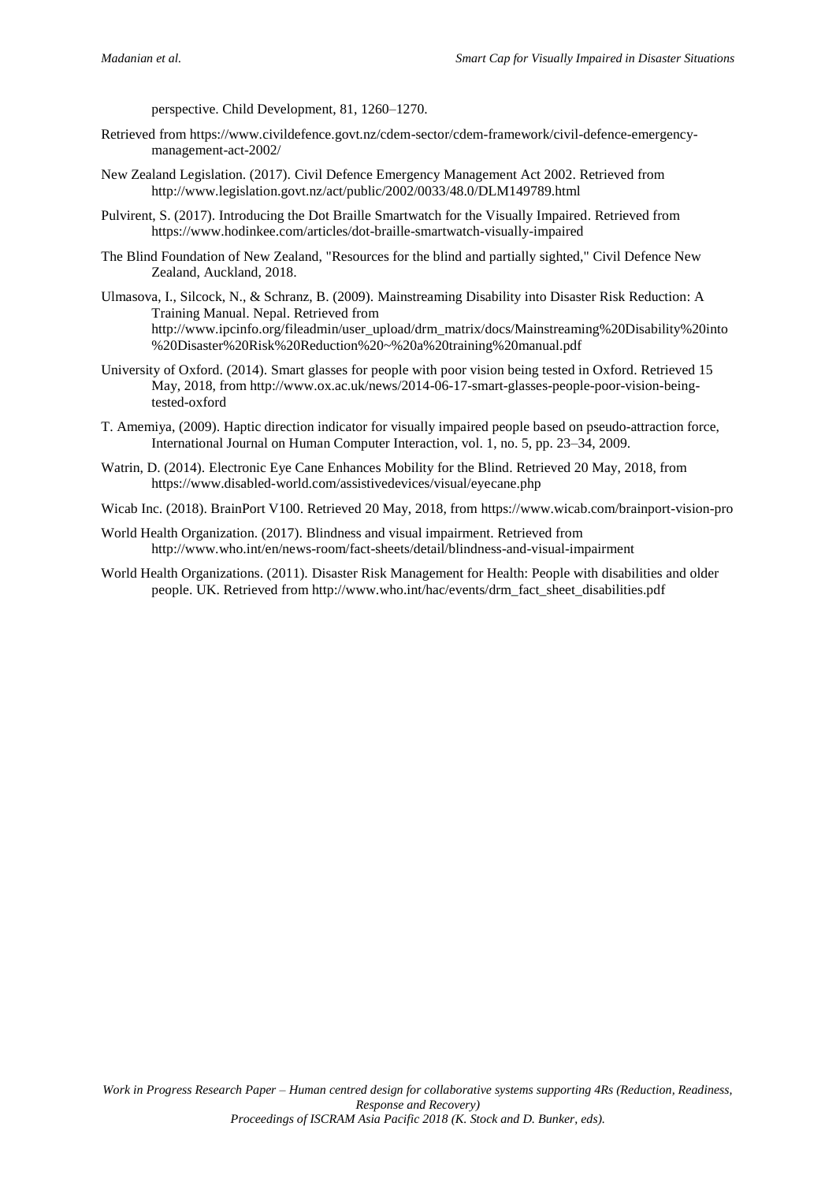perspective. Child Development, 81, 1260–1270.

Retrieved from https://www.civildefence.govt.nz/cdem-sector/cdem-framework/civil-defence-emergency-management-act-2002/

New Zealand Legislation. (2017). Civil Defence Emergency Management Act 2002. Retrieved from http://www.legislation.govt.nz/act/public/2002/0033/48.0/DLM149789.html

Pulvirent, S. (2017). Introducing the Dot Braille Smartwatch for the Visually Impaired. Retrieved from https://www.hodinkee.com/articles/dot-braille-smartwatch-visually-impaired

The Blind Foundation of New Zealand, "Resources for the blind and partially sighted," Civil Defence New Zealand, Auckland, 2018.

Ulmasova, I., Silcock, N., & Schranz, B. (2009). Mainstreaming Disability into Disaster Risk Reduction: A Training Manual. Nepal. Retrieved from http://www.ipcinfo.org/fileadmin/user_upload/drm_matrix/docs/Mainstreaming%20Disability%20into%20Disaster%20Risk%20Reduction%20~%20a%20training%20manual.pdf

University of Oxford. (2014). Smart glasses for people with poor vision being tested in Oxford. Retrieved 15 May, 2018, from http://www.ox.ac.uk/news/2014-06-17-smart-glasses-people-poor-vision-being-tested-oxford

T. Amemiya, (2009). Haptic direction indicator for visually impaired people based on pseudo-attraction force, International Journal on Human Computer Interaction, vol. 1, no. 5, pp. 23–34, 2009.

Watrin, D. (2014). Electronic Eye Cane Enhances Mobility for the Blind. Retrieved 20 May, 2018, from https://www.disabled-world.com/assistivedevices/visual/eyecane.php

Wicab Inc. (2018). BrainPort V100. Retrieved 20 May, 2018, from https://www.wicab.com/brainport-vision-pro

World Health Organization. (2017). Blindness and visual impairment. Retrieved from http://www.who.int/en/news-room/fact-sheets/detail/blindness-and-visual-impairment

World Health Organizations. (2011). Disaster Risk Management for Health: People with disabilities and older people. UK. Retrieved from http://www.who.int/hac/events/drm_fact_sheet_disabilities.pdf